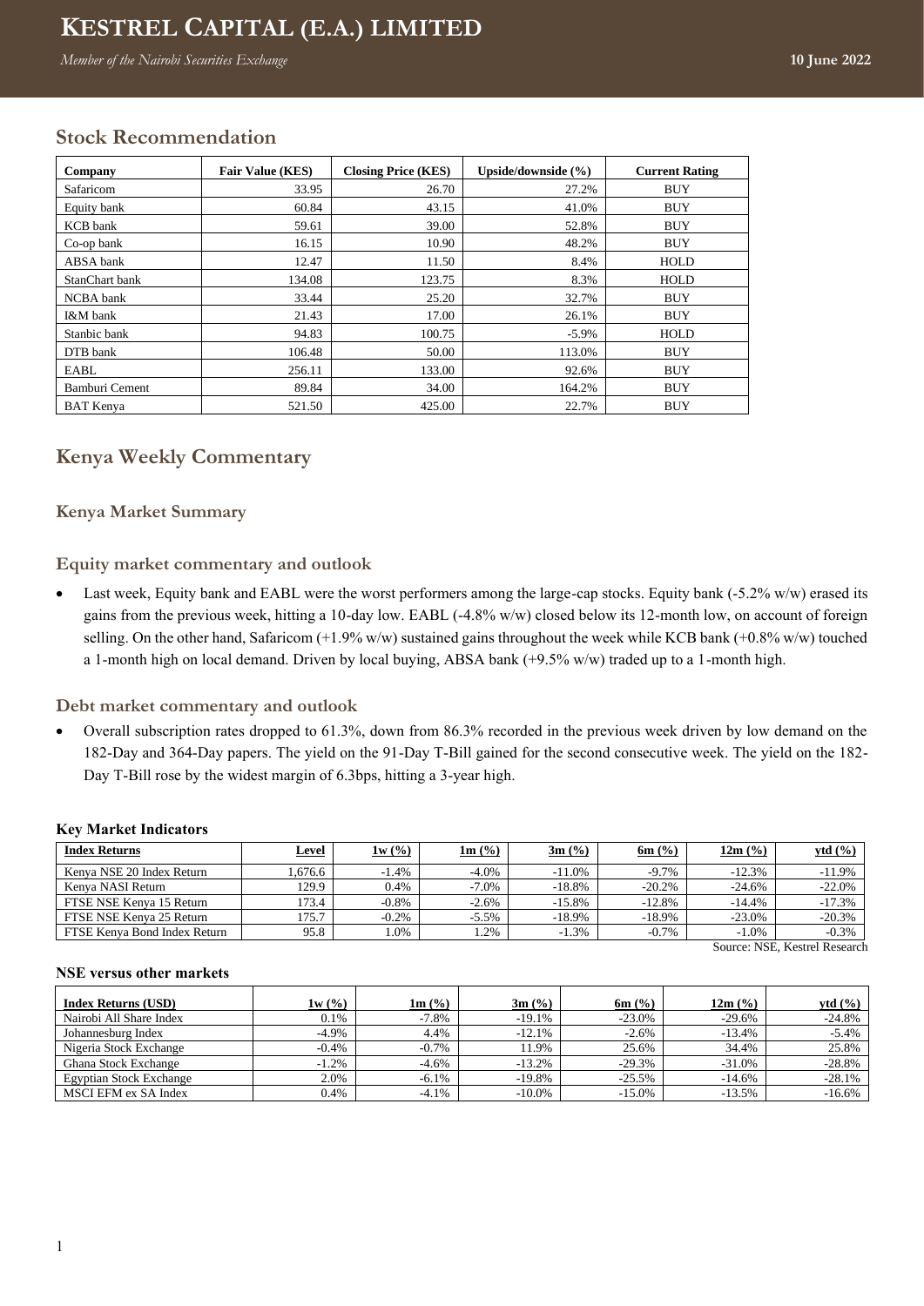# KESTREL CAPITAL (E.A.) LIMITED

*Member of the Nairobi Securities Exchange*

**10 June 2022**

## Stock Recommendation

| Company | Fair Value (KES) | Closing Price (KES) | Upside/downside (%) | Current Rating |
|---|---|---|---|---|
| Safaricom | 33.95 | 26.70 | 27.2% | BUY |
| Equity bank | 60.84 | 43.15 | 41.0% | BUY |
| KCB bank | 59.61 | 39.00 | 52.8% | BUY |
| Co-op bank | 16.15 | 10.90 | 48.2% | BUY |
| ABSA bank | 12.47 | 11.50 | 8.4% | HOLD |
| StanChart bank | 134.08 | 123.75 | 8.3% | HOLD |
| NCBA bank | 33.44 | 25.20 | 32.7% | BUY |
| I&M bank | 21.43 | 17.00 | 26.1% | BUY |
| Stanbic bank | 94.83 | 100.75 | -5.9% | HOLD |
| DTB bank | 106.48 | 50.00 | 113.0% | BUY |
| EABL | 256.11 | 133.00 | 92.6% | BUY |
| Bamburi Cement | 89.84 | 34.00 | 164.2% | BUY |
| BAT Kenya | 521.50 | 425.00 | 22.7% | BUY |

## Kenya Weekly Commentary

### Kenya Market Summary

### Equity market commentary and outlook

- Last week, Equity bank and EABL were the worst performers among the large-cap stocks. Equity bank (-5.2% w/w) erased its gains from the previous week, hitting a 10-day low. EABL (-4.8% w/w) closed below its 12-month low, on account of foreign selling. On the other hand, Safaricom (+1.9% w/w) sustained gains throughout the week while KCB bank (+0.8% w/w) touched a 1-month high on local demand. Driven by local buying, ABSA bank (+9.5% w/w) traded up to a 1-month high.

### Debt market commentary and outlook

- Overall subscription rates dropped to 61.3%, down from 86.3% recorded in the previous week driven by low demand on the 182-Day and 364-Day papers. The yield on the 91-Day T-Bill gained for the second consecutive week. The yield on the 182-Day T-Bill rose by the widest margin of 6.3bps, hitting a 3-year high.

**Key Market Indicators**

| Index Returns | Level | 1w (%) | 1m (%) | 3m (%) | 6m (%) | 12m (%) | ytd (%) |
|---|---|---|---|---|---|---|---|
| Kenya NSE 20 Index Return | 1,676.6 | -1.4% | -4.0% | -11.0% | -9.7% | -12.3% | -11.9% |
| Kenya NASI Return | 129.9 | 0.4% | -7.0% | -18.8% | -20.2% | -24.6% | -22.0% |
| FTSE NSE Kenya 15 Return | 173.4 | -0.8% | -2.6% | -15.8% | -12.8% | -14.4% | -17.3% |
| FTSE NSE Kenya 25 Return | 175.7 | -0.2% | -5.5% | -18.9% | -18.9% | -23.0% | -20.3% |
| FTSE Kenya Bond Index Return | 95.8 | 1.0% | 1.2% | -1.3% | -0.7% | -1.0% | -0.3% |

Source: NSE, Kestrel Research

**NSE versus other markets**

| Index Returns (USD) | 1w (%) | 1m (%) | 3m (%) | 6m (%) | 12m (%) | ytd (%) |
|---|---|---|---|---|---|---|
| Nairobi All Share Index | 0.1% | -7.8% | -19.1% | -23.0% | -29.6% | -24.8% |
| Johannesburg Index | -4.9% | 4.4% | -12.1% | -2.6% | -13.4% | -5.4% |
| Nigeria Stock Exchange | -0.4% | -0.7% | 11.9% | 25.6% | 34.4% | 25.8% |
| Ghana Stock Exchange | -1.2% | -4.6% | -13.2% | -29.3% | -31.0% | -28.8% |
| Egyptian Stock Exchange | 2.0% | -6.1% | -19.8% | -25.5% | -14.6% | -28.1% |
| MSCI EFM ex SA Index | 0.4% | -4.1% | -10.0% | -15.0% | -13.5% | -16.6% |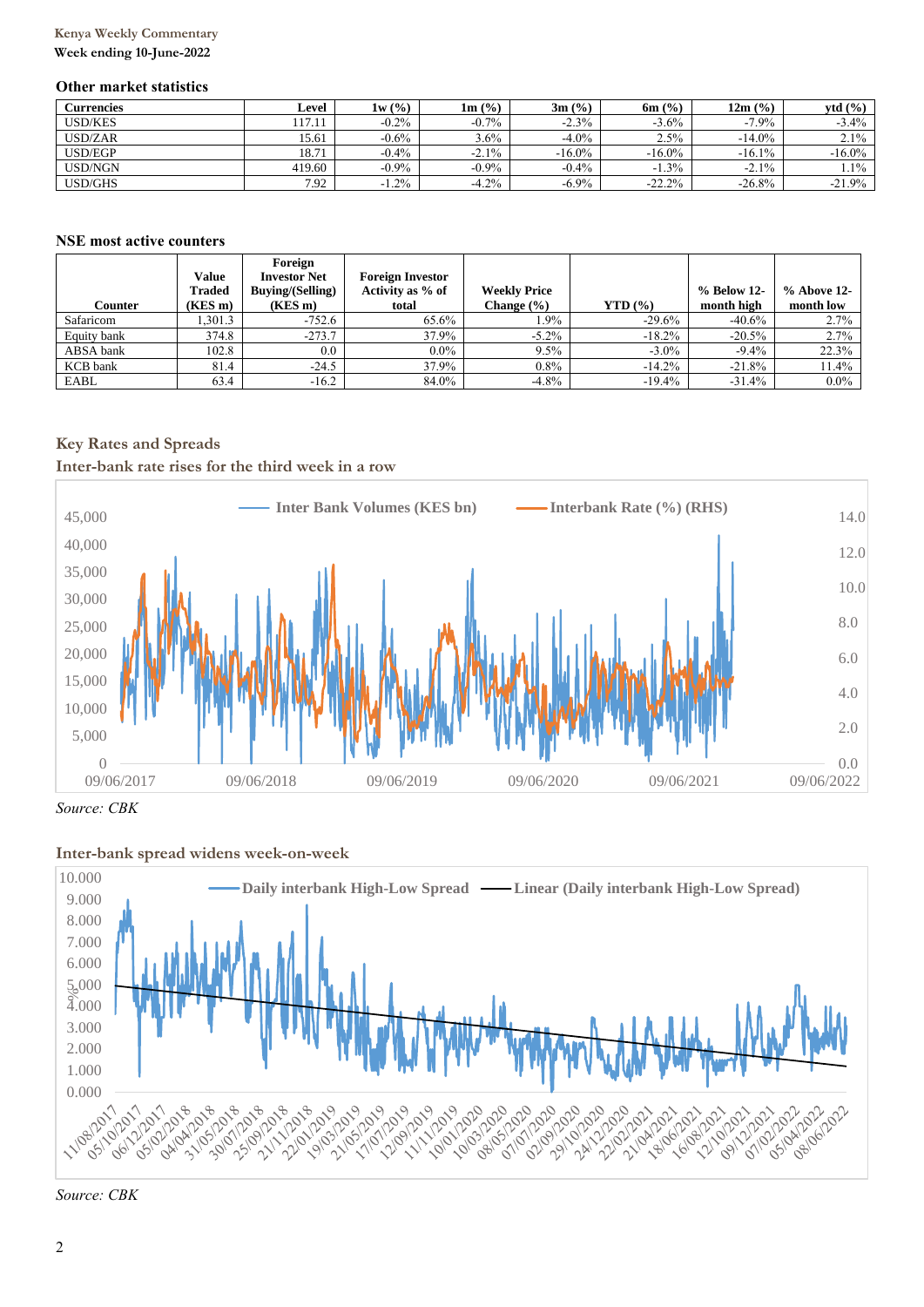### Other market statistics

| Currencies | Level | 1w (%) | 1m (%) | 3m (%) | 6m (%) | 12m (%) | ytd (%) |
|---|---|---|---|---|---|---|---|
| USD/KES | 117.11 | -0.2% | -0.7% | -2.3% | -3.6% | -7.9% | -3.4% |
| USD/ZAR | 15.61 | -0.6% | 3.6% | -4.0% | 2.5% | -14.0% | 2.1% |
| USD/EGP | 18.71 | -0.4% | -2.1% | -16.0% | -16.0% | -16.1% | -16.0% |
| USD/NGN | 419.60 | -0.9% | -0.9% | -0.4% | -1.3% | -2.1% | 1.1% |
| USD/GHS | 7.92 | -1.2% | -4.2% | -6.9% | -22.2% | -26.8% | -21.9% |

### NSE most active counters

| Counter | Value Traded (KES m) | Foreign Investor Net Buying/(Selling) (KES m) | Foreign Investor Activity as % of total | Weekly Price Change (%) | YTD (%) | % Below 12-month high | % Above 12-month low |
|---|---|---|---|---|---|---|---|
| Safaricom | 1,301.3 | -752.6 | 65.6% | 1.9% | -29.6% | -40.6% | 2.7% |
| Equity bank | 374.8 | -273.7 | 37.9% | -5.2% | -18.2% | -20.5% | 2.7% |
| ABSA bank | 102.8 | 0.0 | 0.0% | 9.5% | -3.0% | -9.4% | 22.3% |
| KCB bank | 81.4 | -24.5 | 37.9% | 0.8% | -14.2% | -21.8% | 11.4% |
| EABL | 63.4 | -16.2 | 84.0% | -4.8% | -19.4% | -31.4% | 0.0% |

## Key Rates and Spreads

### Inter-bank rate rises for the third week in a row

*Source: CBK*

### Inter-bank spread widens week-on-week

*Source: CBK*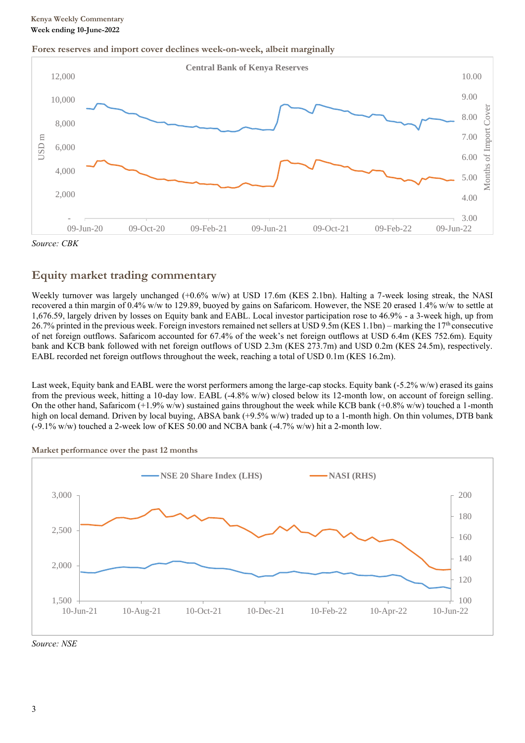**Forex reserves and import cover declines week-on-week, albeit marginally**

*Source: CBK*

## Equity market trading commentary

Weekly turnover was largely unchanged (+0.6% w/w) at USD 17.6m (KES 2.1bn). Halting a 7-week losing streak, the NASI recovered a thin margin of 0.4% w/w to 129.89, buoyed by gains on Safaricom. However, the NSE 20 erased 1.4% w/w to settle at 1,676.59, largely driven by losses on Equity bank and EABL. Local investor participation rose to 46.9% - a 3-week high, up from 26.7% printed in the previous week. Foreign investors remained net sellers at USD 9.5m (KES 1.1bn) – marking the 17th consecutive of net foreign outflows. Safaricom accounted for 67.4% of the week's net foreign outflows at USD 6.4m (KES 752.6m). Equity bank and KCB bank followed with net foreign outflows of USD 2.3m (KES 273.7m) and USD 0.2m (KES 24.5m), respectively. EABL recorded net foreign outflows throughout the week, reaching a total of USD 0.1m (KES 16.2m).

Last week, Equity bank and EABL were the worst performers among the large-cap stocks. Equity bank (-5.2% w/w) erased its gains from the previous week, hitting a 10-day low. EABL (-4.8% w/w) closed below its 12-month low, on account of foreign selling. On the other hand, Safaricom (+1.9% w/w) sustained gains throughout the week while KCB bank (+0.8% w/w) touched a 1-month high on local demand. Driven by local buying, ABSA bank (+9.5% w/w) traded up to a 1-month high. On thin volumes, DTB bank (-9.1% w/w) touched a 2-week low of KES 50.00 and NCBA bank (-4.7% w/w) hit a 2-month low.

**Market performance over the past 12 months**

*Source: NSE*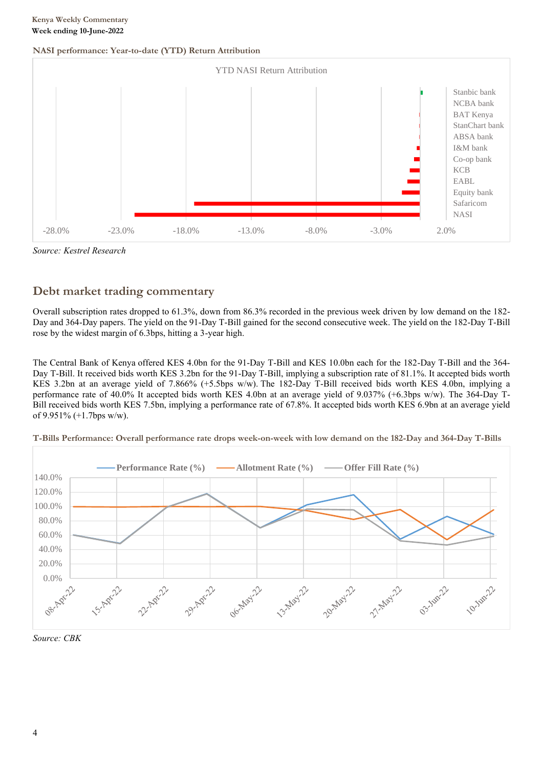**NASI performance: Year-to-date (YTD) Return Attribution**

Source: *Kestrel Research*

## Debt market trading commentary

Overall subscription rates dropped to 61.3%, down from 86.3% recorded in the previous week driven by low demand on the 182-Day and 364-Day papers. The yield on the 91-Day T-Bill gained for the second consecutive week. The yield on the 182-Day T-Bill rose by the widest margin of 6.3bps, hitting a 3-year high.

The Central Bank of Kenya offered KES 4.0bn for the 91-Day T-Bill and KES 10.0bn each for the 182-Day T-Bill and the 364-Day T-Bill. It received bids worth KES 3.2bn for the 91-Day T-Bill, implying a subscription rate of 81.1%. It accepted bids worth KES 3.2bn at an average yield of 7.866% (+5.5bps w/w). The 182-Day T-Bill received bids worth KES 4.0bn, implying a performance rate of 40.0% It accepted bids worth KES 4.0bn at an average yield of 9.037% (+6.3bps w/w). The 364-Day T-Bill received bids worth KES 7.5bn, implying a performance rate of 67.8%. It accepted bids worth KES 6.9bn at an average yield of 9.951% (+1.7bps w/w).

**T-Bills Performance: Overall performance rate drops week-on-week with low demand on the 182-Day and 364-Day T-Bills**

*Source: CBK*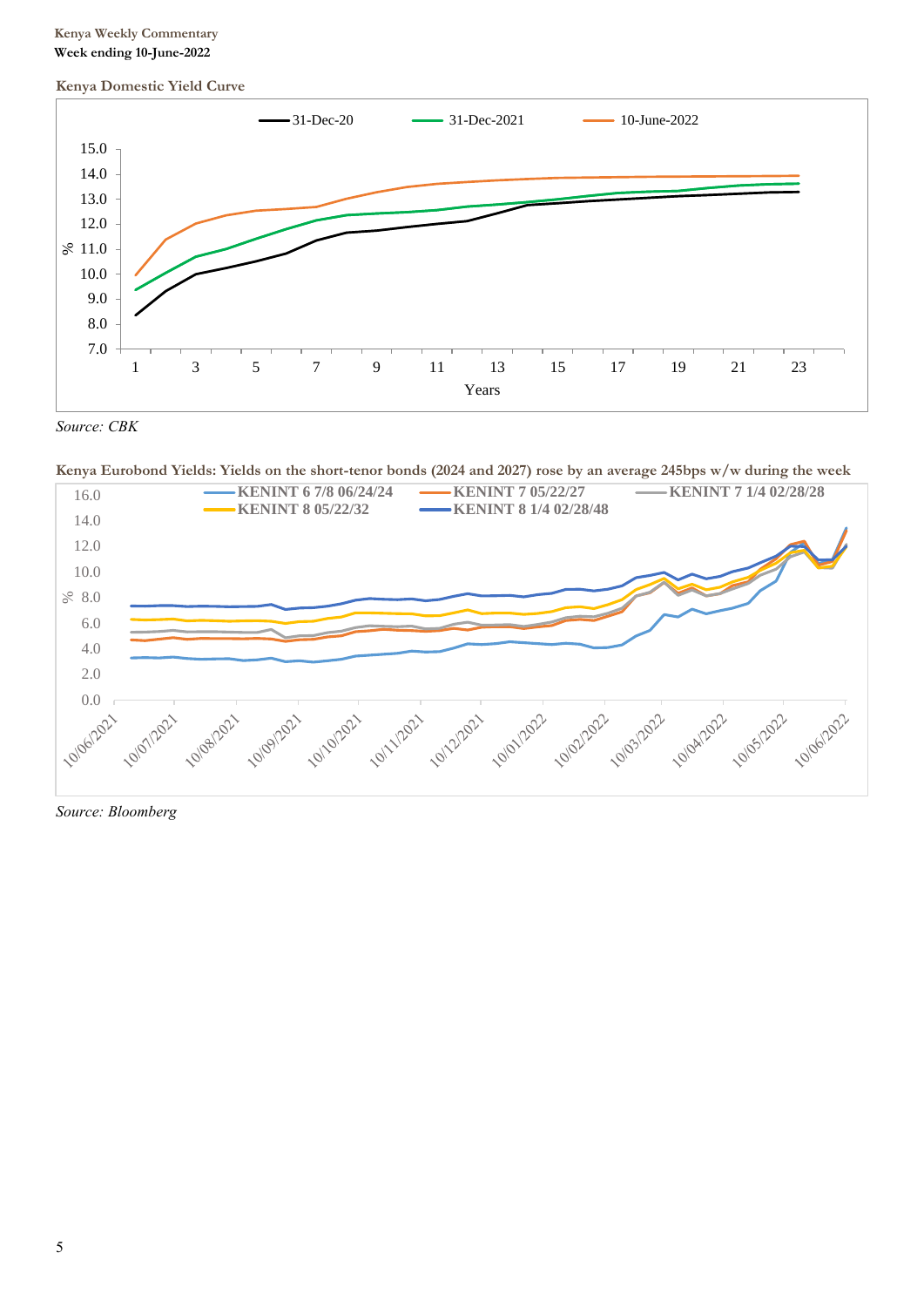**Kenya Domestic Yield Curve**

*Source: CBK*

**Kenya Eurobond Yields: Yields on the short-tenor bonds (2024 and 2027) rose by an average 245bps w/w during the week**

*Source: Bloomberg*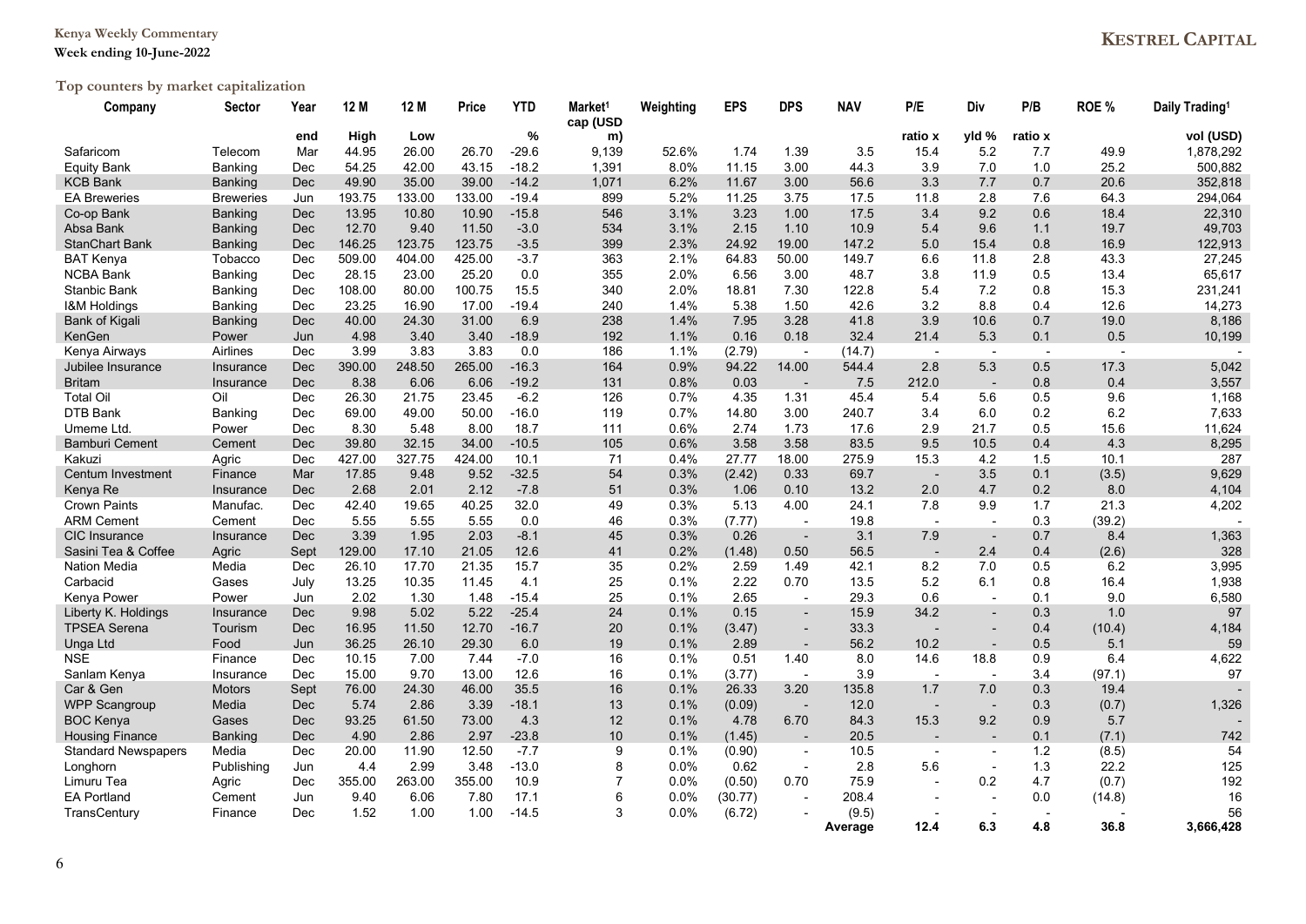## Top counters by market capitalization

| Company | Sector | Year end | 12 M High | 12 M Low | Price | YTD % | Market[1] cap (USD m) | Weighting | EPS | DPS | NAV | P/E ratio x | Div yld % | P/B ratio x | ROE % | Daily Trading[1] vol (USD) |
|---|---|---|---|---|---|---|---|---|---|---|---|---|---|---|---|---|
| Safaricom | Telecom | Mar | 44.95 | 26.00 | 26.70 | -29.6 | 9,139 | 52.6% | 1.74 | 1.39 | 3.5 | 15.4 | 5.2 | 7.7 | 49.9 | 1,878,292 |
| Equity Bank | Banking | Dec | 54.25 | 42.00 | 43.15 | -18.2 | 1,391 | 8.0% | 11.15 | 3.00 | 44.3 | 3.9 | 7.0 | 1.0 | 25.2 | 500,882 |
| KCB Bank | Banking | Dec | 49.90 | 35.00 | 39.00 | -14.2 | 1,071 | 6.2% | 11.67 | 3.00 | 56.6 | 3.3 | 7.7 | 0.7 | 20.6 | 352,818 |
| EA Breweries | Breweries | Jun | 193.75 | 133.00 | 133.00 | -19.4 | 899 | 5.2% | 11.25 | 3.75 | 17.5 | 11.8 | 2.8 | 7.6 | 64.3 | 294,064 |
| Co-op Bank | Banking | Dec | 13.95 | 10.80 | 10.90 | -15.8 | 546 | 3.1% | 3.23 | 1.00 | 17.5 | 3.4 | 9.2 | 0.6 | 18.4 | 22,310 |
| Absa Bank | Banking | Dec | 12.70 | 9.40 | 11.50 | -3.0 | 534 | 3.1% | 2.15 | 1.10 | 10.9 | 5.4 | 9.6 | 1.1 | 19.7 | 49,703 |
| StanChart Bank | Banking | Dec | 146.25 | 123.75 | 123.75 | -3.5 | 399 | 2.3% | 24.92 | 19.00 | 147.2 | 5.0 | 15.4 | 0.8 | 16.9 | 122,913 |
| BAT Kenya | Tobacco | Dec | 509.00 | 404.00 | 425.00 | -3.7 | 363 | 2.1% | 64.83 | 50.00 | 149.7 | 6.6 | 11.8 | 2.8 | 43.3 | 27,245 |
| NCBA Bank | Banking | Dec | 28.15 | 23.00 | 25.20 | 0.0 | 355 | 2.0% | 6.56 | 3.00 | 48.7 | 3.8 | 11.9 | 0.5 | 13.4 | 65,617 |
| Stanbic Bank | Banking | Dec | 108.00 | 80.00 | 100.75 | 15.5 | 340 | 2.0% | 18.81 | 7.30 | 122.8 | 5.4 | 7.2 | 0.8 | 15.3 | 231,241 |
| I&M Holdings | Banking | Dec | 23.25 | 16.90 | 17.00 | -19.4 | 240 | 1.4% | 5.38 | 1.50 | 42.6 | 3.2 | 8.8 | 0.4 | 12.6 | 14,273 |
| Bank of Kigali | Banking | Dec | 40.00 | 24.30 | 31.00 | 6.9 | 238 | 1.4% | 7.95 | 3.28 | 41.8 | 3.9 | 10.6 | 0.7 | 19.0 | 8,186 |
| KenGen | Power | Jun | 4.98 | 3.40 | 3.40 | -18.9 | 192 | 1.1% | 0.16 | 0.18 | 32.4 | 21.4 | 5.3 | 0.1 | 0.5 | 10,199 |
| Kenya Airways | Airlines | Dec | 3.99 | 3.83 | 3.83 | 0.0 | 186 | 1.1% | (2.79) | - | (14.7) | - | - | - | - | - |
| Jubilee Insurance | Insurance | Dec | 390.00 | 248.50 | 265.00 | -16.3 | 164 | 0.9% | 94.22 | 14.00 | 544.4 | 2.8 | 5.3 | 0.5 | 17.3 | 5,042 |
| Britam | Insurance | Dec | 8.38 | 6.06 | 6.06 | -19.2 | 131 | 0.8% | 0.03 | - | 7.5 | 212.0 | - | 0.8 | 0.4 | 3,557 |
| Total Oil | Oil | Dec | 26.30 | 21.75 | 23.45 | -6.2 | 126 | 0.7% | 4.35 | 1.31 | 45.4 | 5.4 | 5.6 | 0.5 | 9.6 | 1,168 |
| DTB Bank | Banking | Dec | 69.00 | 49.00 | 50.00 | -16.0 | 119 | 0.7% | 14.80 | 3.00 | 240.7 | 3.4 | 6.0 | 0.2 | 6.2 | 7,633 |
| Umeme Ltd. | Power | Dec | 8.30 | 5.48 | 8.00 | 18.7 | 111 | 0.6% | 2.74 | 1.73 | 17.6 | 2.9 | 21.7 | 0.5 | 15.6 | 11,624 |
| Bamburi Cement | Cement | Dec | 39.80 | 32.15 | 34.00 | -10.5 | 105 | 0.6% | 3.58 | 3.58 | 83.5 | 9.5 | 10.5 | 0.4 | 4.3 | 8,295 |
| Kakuzi | Agric | Dec | 427.00 | 327.75 | 424.00 | 10.1 | 71 | 0.4% | 27.77 | 18.00 | 275.9 | 15.3 | 4.2 | 1.5 | 10.1 | 287 |
| Centum Investment | Finance | Mar | 17.85 | 9.48 | 9.52 | -32.5 | 54 | 0.3% | (2.42) | 0.33 | 69.7 | - | 3.5 | 0.1 | (3.5) | 9,629 |
| Kenya Re | Insurance | Dec | 2.68 | 2.01 | 2.12 | -7.8 | 51 | 0.3% | 1.06 | 0.10 | 13.2 | 2.0 | 4.7 | 0.2 | 8.0 | 4,104 |
| Crown Paints | Manufac. | Dec | 42.40 | 19.65 | 40.25 | 32.0 | 49 | 0.3% | 5.13 | 4.00 | 24.1 | 7.8 | 9.9 | 1.7 | 21.3 | 4,202 |
| ARM Cement | Cement | Dec | 5.55 | 5.55 | 5.55 | 0.0 | 46 | 0.3% | (7.77) | - | 19.8 | - | - | 0.3 | (39.2) | - |
| CIC Insurance | Insurance | Dec | 3.39 | 1.95 | 2.03 | -8.1 | 45 | 0.3% | 0.26 | - | 3.1 | 7.9 | - | 0.7 | 8.4 | 1,363 |
| Sasini Tea & Coffee | Agric | Sept | 129.00 | 17.10 | 21.05 | 12.6 | 41 | 0.2% | (1.48) | 0.50 | 56.5 | - | 2.4 | 0.4 | (2.6) | 328 |
| Nation Media | Media | Dec | 26.10 | 17.70 | 21.35 | 15.7 | 35 | 0.2% | 2.59 | 1.49 | 42.1 | 8.2 | 7.0 | 0.5 | 6.2 | 3,995 |
| Carbacid | Gases | July | 13.25 | 10.35 | 11.45 | 4.1 | 25 | 0.1% | 2.22 | 0.70 | 13.5 | 5.2 | 6.1 | 0.8 | 16.4 | 1,938 |
| Kenya Power | Power | Jun | 2.02 | 1.30 | 1.48 | -15.4 | 25 | 0.1% | 2.65 | - | 29.3 | 0.6 | - | 0.1 | 9.0 | 6,580 |
| Liberty K. Holdings | Insurance | Dec | 9.98 | 5.02 | 5.22 | -25.4 | 24 | 0.1% | 0.15 | - | 15.9 | 34.2 | - | 0.3 | 1.0 | 97 |
| TPSEA Serena | Tourism | Dec | 16.95 | 11.50 | 12.70 | -16.7 | 20 | 0.1% | (3.47) | - | 33.3 | - | - | 0.4 | (10.4) | 4,184 |
| Unga Ltd | Food | Jun | 36.25 | 26.10 | 29.30 | 6.0 | 19 | 0.1% | 2.89 | - | 56.2 | 10.2 | - | 0.5 | 5.1 | 59 |
| NSE | Finance | Dec | 10.15 | 7.00 | 7.44 | -7.0 | 16 | 0.1% | 0.51 | 1.40 | 8.0 | 14.6 | 18.8 | 0.9 | 6.4 | 4,622 |
| Sanlam Kenya | Insurance | Dec | 15.00 | 9.70 | 13.00 | 12.6 | 16 | 0.1% | (3.77) | - | 3.9 | - | - | 3.4 | (97.1) | 97 |
| Car & Gen | Motors | Sept | 76.00 | 24.30 | 46.00 | 35.5 | 16 | 0.1% | 26.33 | 3.20 | 135.8 | 1.7 | 7.0 | 0.3 | 19.4 | - |
| WPP Scangroup | Media | Dec | 5.74 | 2.86 | 3.39 | -18.1 | 13 | 0.1% | (0.09) | - | 12.0 | - | - | 0.3 | (0.7) | 1,326 |
| BOC Kenya | Gases | Dec | 93.25 | 61.50 | 73.00 | 4.3 | 12 | 0.1% | 4.78 | 6.70 | 84.3 | 15.3 | 9.2 | 0.9 | 5.7 | - |
| Housing Finance | Banking | Dec | 4.90 | 2.86 | 2.97 | -23.8 | 10 | 0.1% | (1.45) | - | 20.5 | - | - | 0.1 | (7.1) | 742 |
| Standard Newspapers | Media | Dec | 20.00 | 11.90 | 12.50 | -7.7 | 9 | 0.1% | (0.90) | - | 10.5 | - | - | 1.2 | (8.5) | 54 |
| Longhorn | Publishing | Jun | 4.4 | 2.99 | 3.48 | -13.0 | 8 | 0.0% | 0.62 | - | 2.8 | 5.6 | - | 1.3 | 22.2 | 125 |
| Limuru Tea | Agric | Dec | 355.00 | 263.00 | 355.00 | 10.9 | 7 | 0.0% | (0.50) | 0.70 | 75.9 | - | 0.2 | 4.7 | (0.7) | 192 |
| EA Portland | Cement | Jun | 9.40 | 6.06 | 7.80 | 17.1 | 6 | 0.0% | (30.77) | - | 208.4 | - | - | 0.0 | (14.8) | 16 |
| TransCentury | Finance | Dec | 1.52 | 1.00 | 1.00 | -14.5 | 3 | 0.0% | (6.72) | - | (9.5) | - | - | - | - | 56 |
| | | | | | | | | | | | **Average** | **12.4** | **6.3** | **4.8** | **36.8** | **3,666,428** |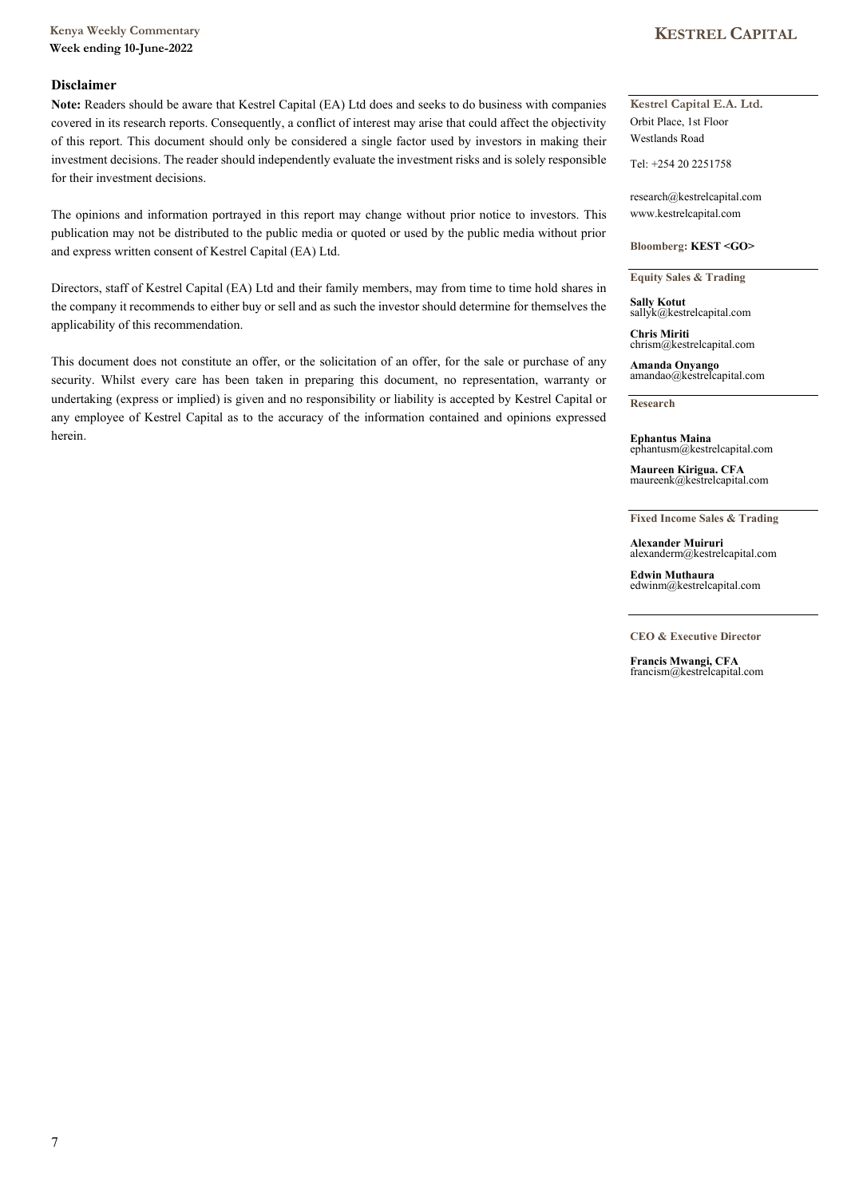## Disclaimer

**Note:** Readers should be aware that Kestrel Capital (EA) Ltd does and seeks to do business with companies covered in its research reports. Consequently, a conflict of interest may arise that could affect the objectivity of this report. This document should only be considered a single factor used by investors in making their investment decisions. The reader should independently evaluate the investment risks and is solely responsible for their investment decisions.

The opinions and information portrayed in this report may change without prior notice to investors. This publication may not be distributed to the public media or quoted or used by the public media without prior and express written consent of Kestrel Capital (EA) Ltd.

Directors, staff of Kestrel Capital (EA) Ltd and their family members, may from time to time hold shares in the company it recommends to either buy or sell and as such the investor should determine for themselves the applicability of this recommendation.

This document does not constitute an offer, or the solicitation of an offer, for the sale or purchase of any security. Whilst every care has been taken in preparing this document, no representation, warranty or undertaking (express or implied) is given and no responsibility or liability is accepted by Kestrel Capital or any employee of Kestrel Capital as to the accuracy of the information contained and opinions expressed herein.

**Kestrel Capital E.A. Ltd.**
Orbit Place, 1st Floor
Westlands Road

Tel: +254 20 2251758

research@kestrelcapital.com
www.kestrelcapital.com

**Bloomberg: KEST <GO>**

**Equity Sales & Trading**

**Sally Kotut**
sallyk@kestrelcapital.com

**Chris Miriti**
chrism@kestrelcapital.com

**Amanda Onyango**
amandao@kestrelcapital.com

**Research**

**Ephantus Maina**
ephantusm@kestrelcapital.com

**Maureen Kirigua. CFA**
maureenk@kestrelcapital.com

**Fixed Income Sales & Trading**

**Alexander Muiruri**
alexanderm@kestrelcapital.com

**Edwin Muthaura**
edwinm@kestrelcapital.com

**CEO & Executive Director**

**Francis Mwangi, CFA**
francism@kestrelcapital.com